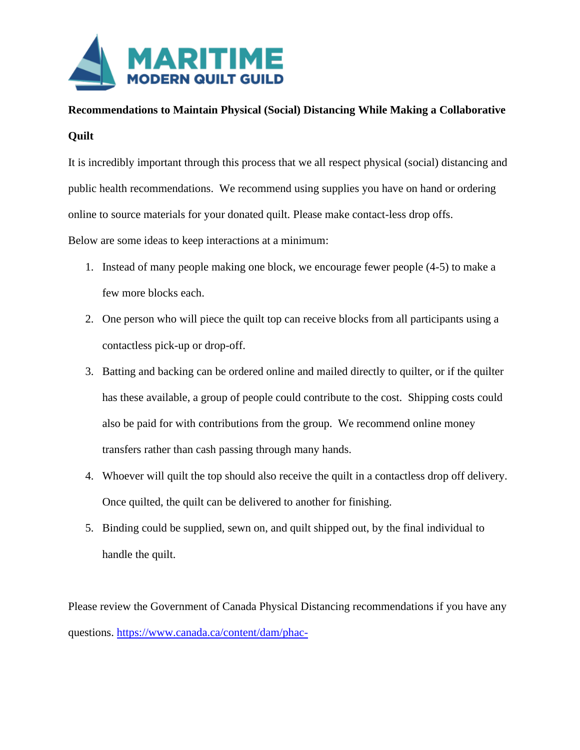MARITIME
MODERN QUILT GUILD

**Recommendations to Maintain Physical (Social) Distancing While Making a Collaborative Quilt**

It is incredibly important through this process that we all respect physical (social) distancing and public health recommendations. We recommend using supplies you have on hand or ordering online to source materials for your donated quilt. Please make contact-less drop offs.

Below are some ideas to keep interactions at a minimum:

1. Instead of many people making one block, we encourage fewer people (4-5) to make a few more blocks each.
2. One person who will piece the quilt top can receive blocks from all participants using a contactless pick-up or drop-off.
3. Batting and backing can be ordered online and mailed directly to quilter, or if the quilter has these available, a group of people could contribute to the cost. Shipping costs could also be paid for with contributions from the group. We recommend online money transfers rather than cash passing through many hands.
4. Whoever will quilt the top should also receive the quilt in a contactless drop off delivery. Once quilted, the quilt can be delivered to another for finishing.
5. Binding could be supplied, sewn on, and quilt shipped out, by the final individual to handle the quilt.

Please review the Government of Canada Physical Distancing recommendations if you have any questions. https://www.canada.ca/content/dam/phac-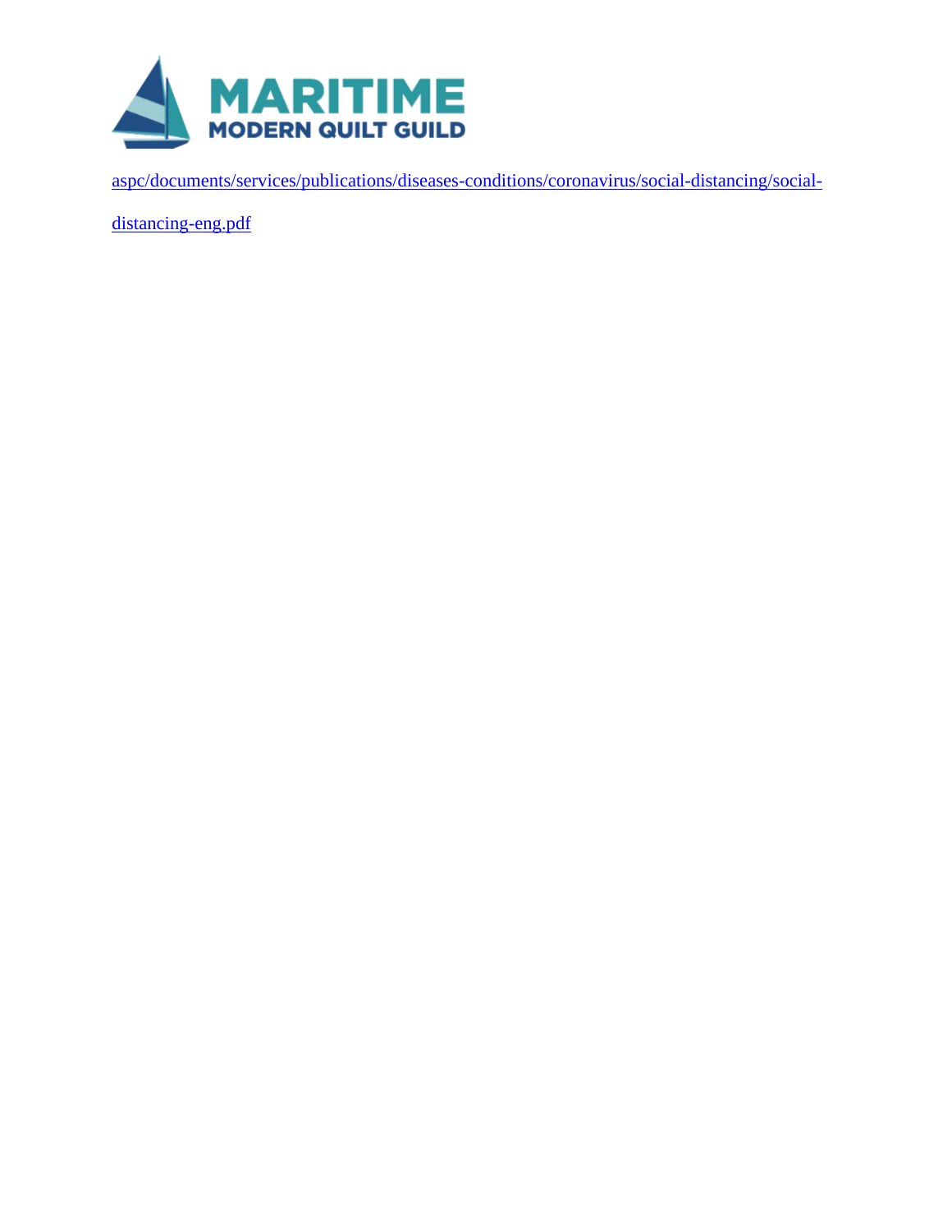[aspc/documents/services/publications/diseases-conditions/coronavirus/social-distancing/social-distancing-eng.pdf]